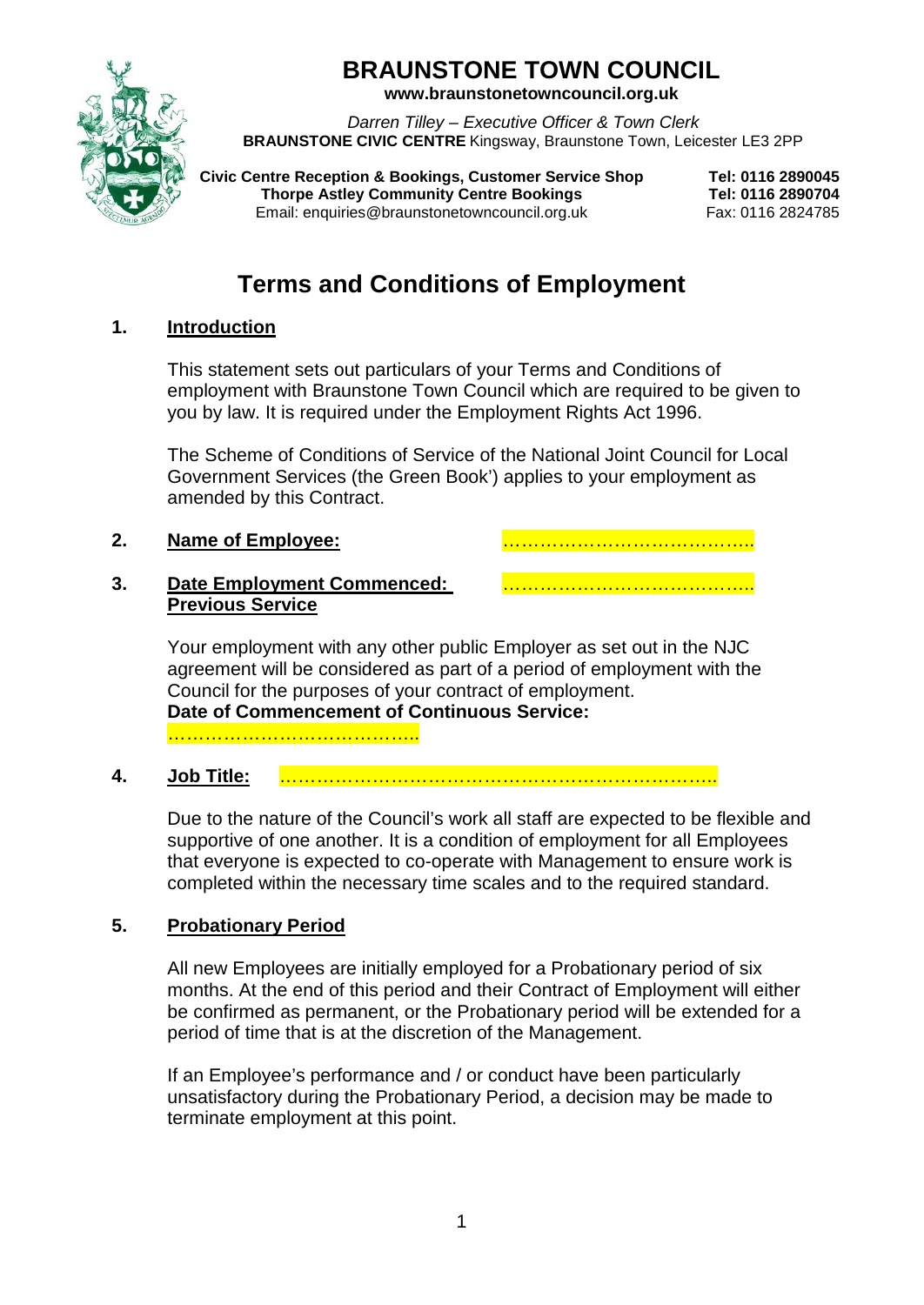# BRAUNSTONE TOWN COUNCIL

**www.braunstonetowncouncil.org.uk**

*Darren Tilley – Executive Officer & Town Clerk*
**BRAUNSTONE CIVIC CENTRE** Kingsway, Braunstone Town, Leicester LE3 2PP

**Civic Centre Reception & Bookings, Customer Service Shop** **Tel: 0116 2890045**
**Thorpe Astley Community Centre Bookings** **Tel: 0116 2890704**
Email: enquiries@braunstonetowncouncil.org.uk Fax: 0116 2824785

## Terms and Conditions of Employment

### 1. Introduction

This statement sets out particulars of your Terms and Conditions of employment with Braunstone Town Council which are required to be given to you by law. It is required under the Employment Rights Act 1996.

The Scheme of Conditions of Service of the National Joint Council for Local Government Services (the Green Book') applies to your employment as amended by this Contract.

### 2. Name of Employee: …………………………………..

### 3. Date Employment Commenced: ………………………………….. Previous Service

Your employment with any other public Employer as set out in the NJC agreement will be considered as part of a period of employment with the Council for the purposes of your contract of employment.
**Date of Commencement of Continuous Service:**
…………………………………..

### 4. Job Title: ……………………………………………………………..

Due to the nature of the Council's work all staff are expected to be flexible and supportive of one another. It is a condition of employment for all Employees that everyone is expected to co-operate with Management to ensure work is completed within the necessary time scales and to the required standard.

### 5. Probationary Period

All new Employees are initially employed for a Probationary period of six months. At the end of this period and their Contract of Employment will either be confirmed as permanent, or the Probationary period will be extended for a period of time that is at the discretion of the Management.

If an Employee's performance and / or conduct have been particularly unsatisfactory during the Probationary Period, a decision may be made to terminate employment at this point.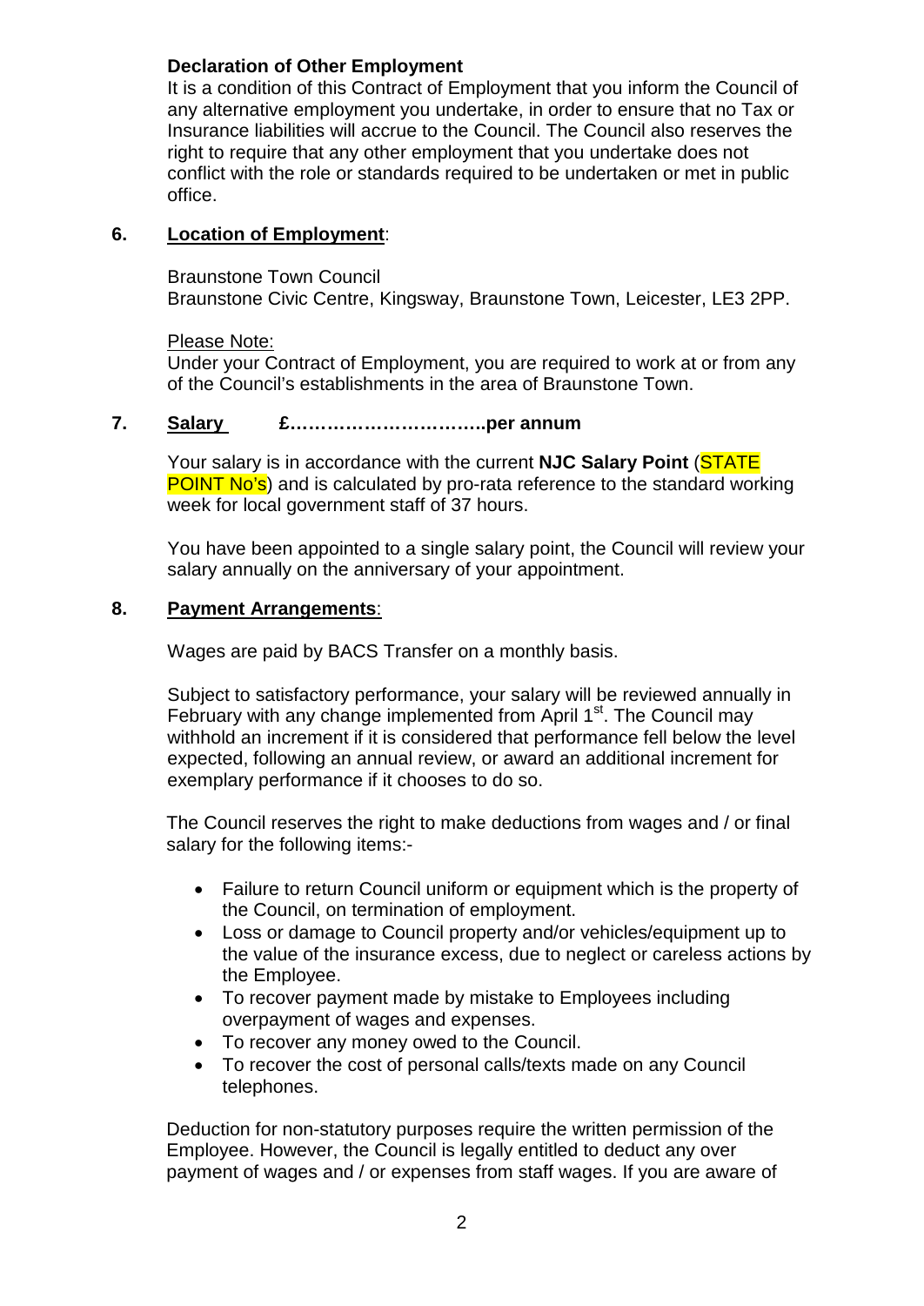**Declaration of Other Employment**

It is a condition of this Contract of Employment that you inform the Council of any alternative employment you undertake, in order to ensure that no Tax or Insurance liabilities will accrue to the Council. The Council also reserves the right to require that any other employment that you undertake does not conflict with the role or standards required to be undertaken or met in public office.

**6. Location of Employment**:

Braunstone Town Council
Braunstone Civic Centre, Kingsway, Braunstone Town, Leicester, LE3 2PP.

Please Note:
Under your Contract of Employment, you are required to work at or from any of the Council's establishments in the area of Braunstone Town.

**7. Salary £…………………………..per annum**

Your salary is in accordance with the current **NJC Salary Point** (STATE POINT No's) and is calculated by pro-rata reference to the standard working week for local government staff of 37 hours.

You have been appointed to a single salary point, the Council will review your salary annually on the anniversary of your appointment.

**8. Payment Arrangements**:

Wages are paid by BACS Transfer on a monthly basis.

Subject to satisfactory performance, your salary will be reviewed annually in February with any change implemented from April 1st. The Council may withhold an increment if it is considered that performance fell below the level expected, following an annual review, or award an additional increment for exemplary performance if it chooses to do so.

The Council reserves the right to make deductions from wages and / or final salary for the following items:-

- Failure to return Council uniform or equipment which is the property of the Council, on termination of employment.
- Loss or damage to Council property and/or vehicles/equipment up to the value of the insurance excess, due to neglect or careless actions by the Employee.
- To recover payment made by mistake to Employees including overpayment of wages and expenses.
- To recover any money owed to the Council.
- To recover the cost of personal calls/texts made on any Council telephones.

Deduction for non-statutory purposes require the written permission of the Employee. However, the Council is legally entitled to deduct any over payment of wages and / or expenses from staff wages. If you are aware of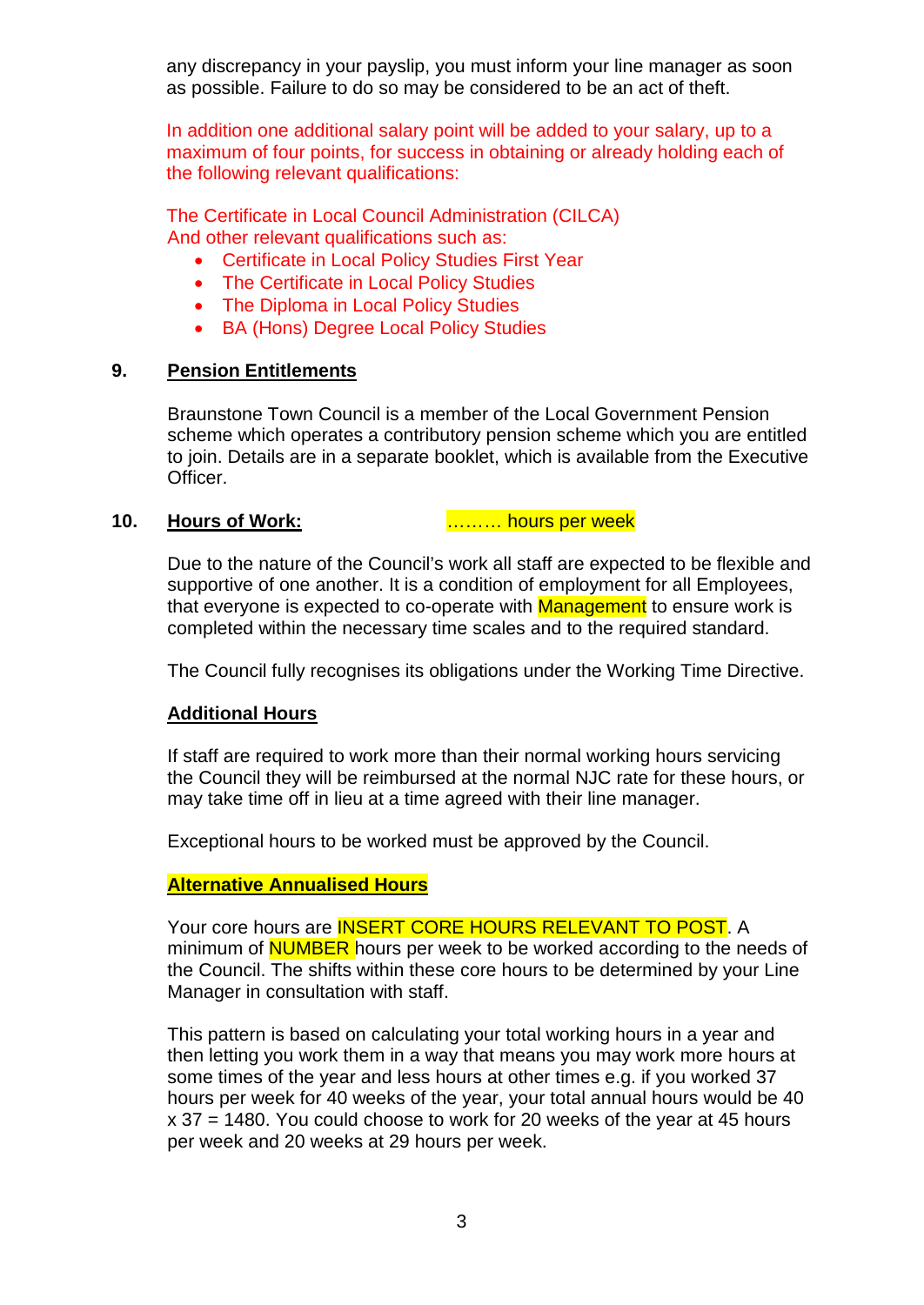any discrepancy in your payslip, you must inform your line manager as soon as possible. Failure to do so may be considered to be an act of theft.

In addition one additional salary point will be added to your salary, up to a maximum of four points, for success in obtaining or already holding each of the following relevant qualifications:

The Certificate in Local Council Administration (CILCA)
And other relevant qualifications such as:

- Certificate in Local Policy Studies First Year
- The Certificate in Local Policy Studies
- The Diploma in Local Policy Studies
- BA (Hons) Degree Local Policy Studies

## 9. **Pension Entitlements**

Braunstone Town Council is a member of the Local Government Pension scheme which operates a contributory pension scheme which you are entitled to join. Details are in a separate booklet, which is available from the Executive Officer.

## 10. **Hours of Work:** ……… hours per week

Due to the nature of the Council's work all staff are expected to be flexible and supportive of one another. It is a condition of employment for all Employees, that everyone is expected to co-operate with Management to ensure work is completed within the necessary time scales and to the required standard.

The Council fully recognises its obligations under the Working Time Directive.

### **Additional Hours**

If staff are required to work more than their normal working hours servicing the Council they will be reimbursed at the normal NJC rate for these hours, or may take time off in lieu at a time agreed with their line manager.

Exceptional hours to be worked must be approved by the Council.

### **Alternative Annualised Hours**

Your core hours are INSERT CORE HOURS RELEVANT TO POST. A minimum of NUMBER hours per week to be worked according to the needs of the Council. The shifts within these core hours to be determined by your Line Manager in consultation with staff.

This pattern is based on calculating your total working hours in a year and then letting you work them in a way that means you may work more hours at some times of the year and less hours at other times e.g. if you worked 37 hours per week for 40 weeks of the year, your total annual hours would be 40 x 37 = 1480. You could choose to work for 20 weeks of the year at 45 hours per week and 20 weeks at 29 hours per week.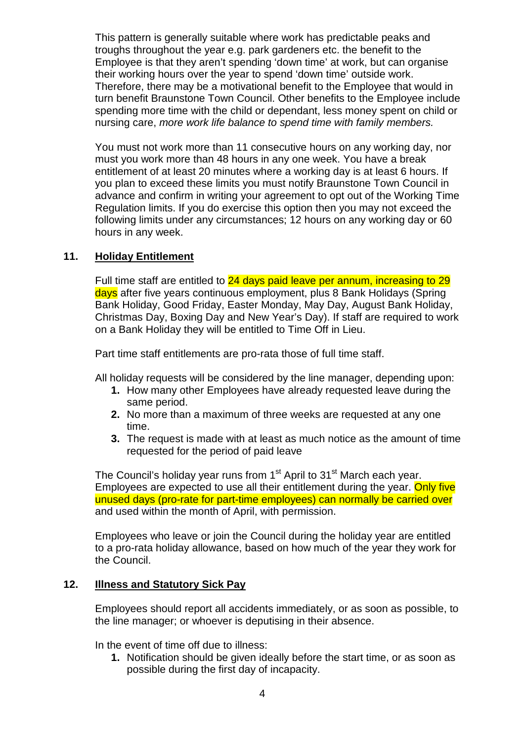This pattern is generally suitable where work has predictable peaks and troughs throughout the year e.g. park gardeners etc. the benefit to the Employee is that they aren't spending 'down time' at work, but can organise their working hours over the year to spend 'down time' outside work. Therefore, there may be a motivational benefit to the Employee that would in turn benefit Braunstone Town Council. Other benefits to the Employee include spending more time with the child or dependant, less money spent on child or nursing care, *more work life balance to spend time with family members.*

You must not work more than 11 consecutive hours on any working day, nor must you work more than 48 hours in any one week. You have a break entitlement of at least 20 minutes where a working day is at least 6 hours. If you plan to exceed these limits you must notify Braunstone Town Council in advance and confirm in writing your agreement to opt out of the Working Time Regulation limits. If you do exercise this option then you may not exceed the following limits under any circumstances; 12 hours on any working day or 60 hours in any week.

## 11. Holiday Entitlement

Full time staff are entitled to 24 days paid leave per annum, increasing to 29 days after five years continuous employment, plus 8 Bank Holidays (Spring Bank Holiday, Good Friday, Easter Monday, May Day, August Bank Holiday, Christmas Day, Boxing Day and New Year's Day). If staff are required to work on a Bank Holiday they will be entitled to Time Off in Lieu.

Part time staff entitlements are pro-rata those of full time staff.

All holiday requests will be considered by the line manager, depending upon:

1. How many other Employees have already requested leave during the same period.
2. No more than a maximum of three weeks are requested at any one time.
3. The request is made with at least as much notice as the amount of time requested for the period of paid leave

The Council's holiday year runs from 1st April to 31st March each year. Employees are expected to use all their entitlement during the year. Only five unused days (pro-rate for part-time employees) can normally be carried over and used within the month of April, with permission.

Employees who leave or join the Council during the holiday year are entitled to a pro-rata holiday allowance, based on how much of the year they work for the Council.

## 12. Illness and Statutory Sick Pay

Employees should report all accidents immediately, or as soon as possible, to the line manager; or whoever is deputising in their absence.

In the event of time off due to illness:

1. Notification should be given ideally before the start time, or as soon as possible during the first day of incapacity.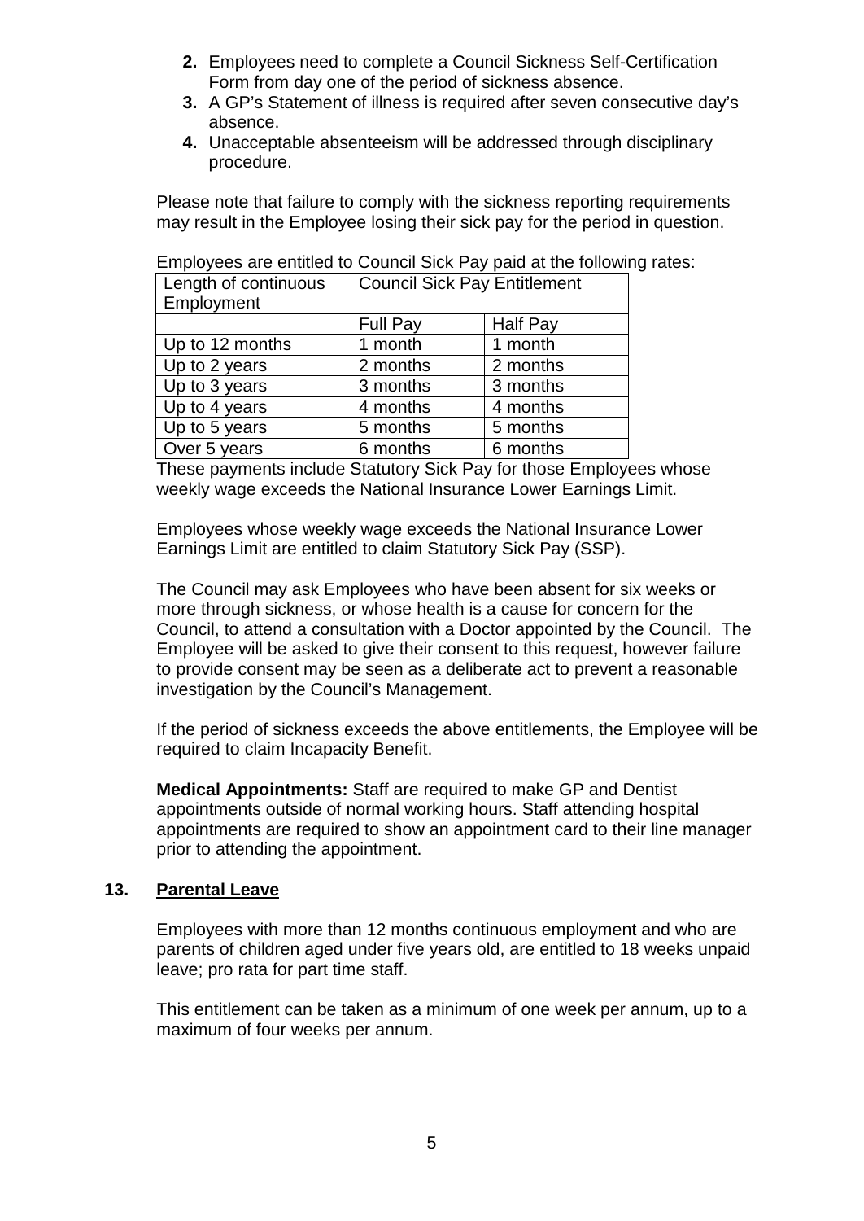2. Employees need to complete a Council Sickness Self-Certification Form from day one of the period of sickness absence.
3. A GP's Statement of illness is required after seven consecutive day's absence.
4. Unacceptable absenteeism will be addressed through disciplinary procedure.

Please note that failure to comply with the sickness reporting requirements may result in the Employee losing their sick pay for the period in question.

Employees are entitled to Council Sick Pay paid at the following rates:

| Length of continuous Employment | Council Sick Pay Entitlement | |
|---|---|---|
| | Full Pay | Half Pay |
| Up to 12 months | 1 month | 1 month |
| Up to 2 years | 2 months | 2 months |
| Up to 3 years | 3 months | 3 months |
| Up to 4 years | 4 months | 4 months |
| Up to 5 years | 5 months | 5 months |
| Over 5 years | 6 months | 6 months |

These payments include Statutory Sick Pay for those Employees whose weekly wage exceeds the National Insurance Lower Earnings Limit.

Employees whose weekly wage exceeds the National Insurance Lower Earnings Limit are entitled to claim Statutory Sick Pay (SSP).

The Council may ask Employees who have been absent for six weeks or more through sickness, or whose health is a cause for concern for the Council, to attend a consultation with a Doctor appointed by the Council. The Employee will be asked to give their consent to this request, however failure to provide consent may be seen as a deliberate act to prevent a reasonable investigation by the Council's Management.

If the period of sickness exceeds the above entitlements, the Employee will be required to claim Incapacity Benefit.

**Medical Appointments:** Staff are required to make GP and Dentist appointments outside of normal working hours. Staff attending hospital appointments are required to show an appointment card to their line manager prior to attending the appointment.

## 13. Parental Leave

Employees with more than 12 months continuous employment and who are parents of children aged under five years old, are entitled to 18 weeks unpaid leave; pro rata for part time staff.

This entitlement can be taken as a minimum of one week per annum, up to a maximum of four weeks per annum.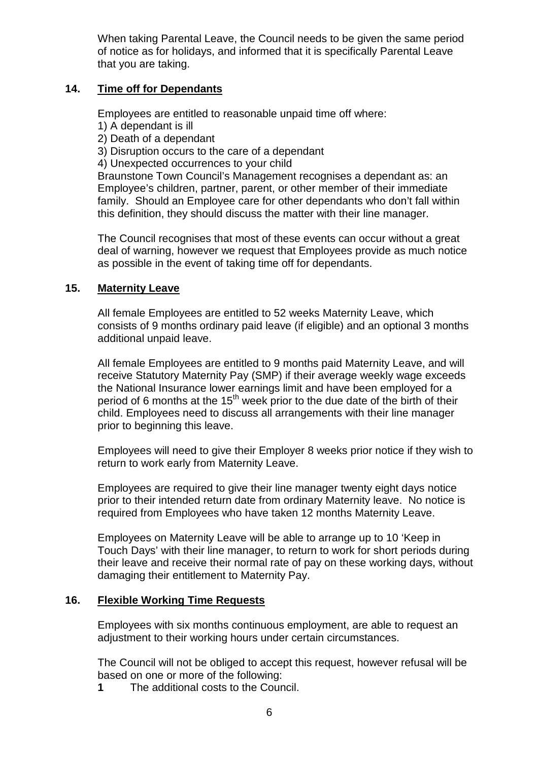When taking Parental Leave, the Council needs to be given the same period of notice as for holidays, and informed that it is specifically Parental Leave that you are taking.

## 14. <u>Time off for Dependants</u>

Employees are entitled to reasonable unpaid time off where:

1) A dependant is ill
2) Death of a dependant
3) Disruption occurs to the care of a dependant
4) Unexpected occurrences to your child

Braunstone Town Council's Management recognises a dependant as: an Employee's children, partner, parent, or other member of their immediate family. Should an Employee care for other dependants who don't fall within this definition, they should discuss the matter with their line manager.

The Council recognises that most of these events can occur without a great deal of warning, however we request that Employees provide as much notice as possible in the event of taking time off for dependants.

## 15. <u>Maternity Leave</u>

All female Employees are entitled to 52 weeks Maternity Leave, which consists of 9 months ordinary paid leave (if eligible) and an optional 3 months additional unpaid leave.

All female Employees are entitled to 9 months paid Maternity Leave, and will receive Statutory Maternity Pay (SMP) if their average weekly wage exceeds the National Insurance lower earnings limit and have been employed for a period of 6 months at the 15th week prior to the due date of the birth of their child. Employees need to discuss all arrangements with their line manager prior to beginning this leave.

Employees will need to give their Employer 8 weeks prior notice if they wish to return to work early from Maternity Leave.

Employees are required to give their line manager twenty eight days notice prior to their intended return date from ordinary Maternity leave. No notice is required from Employees who have taken 12 months Maternity Leave.

Employees on Maternity Leave will be able to arrange up to 10 'Keep in Touch Days' with their line manager, to return to work for short periods during their leave and receive their normal rate of pay on these working days, without damaging their entitlement to Maternity Pay.

## 16. <u>Flexible Working Time Requests</u>

Employees with six months continuous employment, are able to request an adjustment to their working hours under certain circumstances.

The Council will not be obliged to accept this request, however refusal will be based on one or more of the following:

**1** The additional costs to the Council.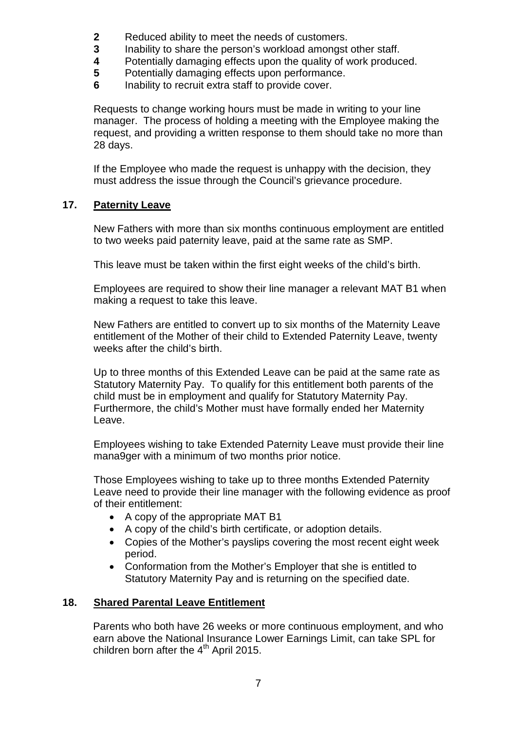**2** Reduced ability to meet the needs of customers.
**3** Inability to share the person's workload amongst other staff.
**4** Potentially damaging effects upon the quality of work produced.
**5** Potentially damaging effects upon performance.
**6** Inability to recruit extra staff to provide cover.

Requests to change working hours must be made in writing to your line manager. The process of holding a meeting with the Employee making the request, and providing a written response to them should take no more than 28 days.

If the Employee who made the request is unhappy with the decision, they must address the issue through the Council's grievance procedure.

## 17. Paternity Leave

New Fathers with more than six months continuous employment are entitled to two weeks paid paternity leave, paid at the same rate as SMP.

This leave must be taken within the first eight weeks of the child's birth.

Employees are required to show their line manager a relevant MAT B1 when making a request to take this leave.

New Fathers are entitled to convert up to six months of the Maternity Leave entitlement of the Mother of their child to Extended Paternity Leave, twenty weeks after the child's birth.

Up to three months of this Extended Leave can be paid at the same rate as Statutory Maternity Pay. To qualify for this entitlement both parents of the child must be in employment and qualify for Statutory Maternity Pay. Furthermore, the child's Mother must have formally ended her Maternity Leave.

Employees wishing to take Extended Paternity Leave must provide their line mana9ger with a minimum of two months prior notice.

Those Employees wishing to take up to three months Extended Paternity Leave need to provide their line manager with the following evidence as proof of their entitlement:

- A copy of the appropriate MAT B1
- A copy of the child's birth certificate, or adoption details.
- Copies of the Mother's payslips covering the most recent eight week period.
- Conformation from the Mother's Employer that she is entitled to Statutory Maternity Pay and is returning on the specified date.

## 18. Shared Parental Leave Entitlement

Parents who both have 26 weeks or more continuous employment, and who earn above the National Insurance Lower Earnings Limit, can take SPL for children born after the 4th April 2015.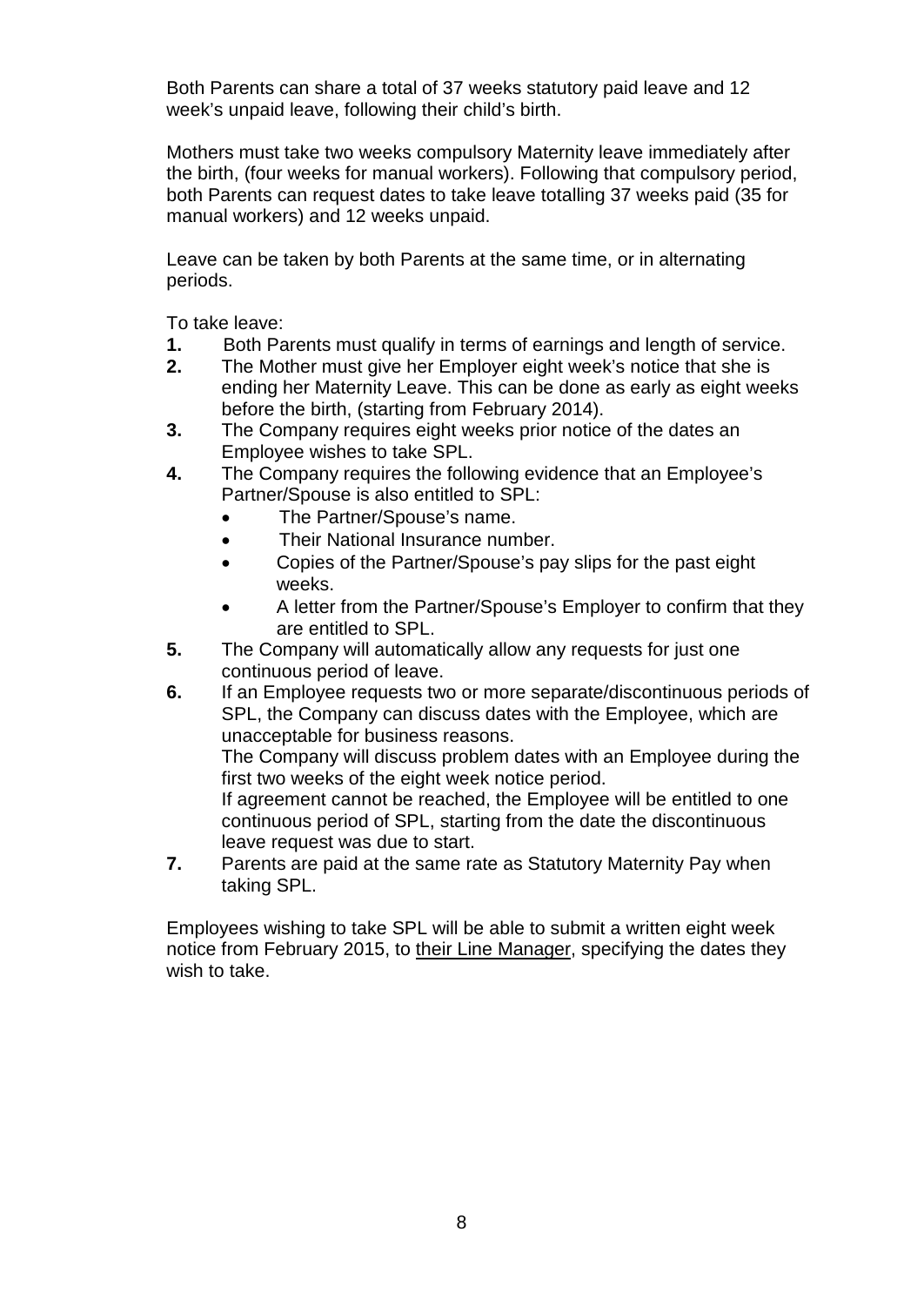Both Parents can share a total of 37 weeks statutory paid leave and 12 week's unpaid leave, following their child's birth.

Mothers must take two weeks compulsory Maternity leave immediately after the birth, (four weeks for manual workers). Following that compulsory period, both Parents can request dates to take leave totalling 37 weeks paid (35 for manual workers) and 12 weeks unpaid.

Leave can be taken by both Parents at the same time, or in alternating periods.

To take leave:

**1.** Both Parents must qualify in terms of earnings and length of service.

**2.** The Mother must give her Employer eight week's notice that she is ending her Maternity Leave. This can be done as early as eight weeks before the birth, (starting from February 2014).

**3.** The Company requires eight weeks prior notice of the dates an Employee wishes to take SPL.

**4.** The Company requires the following evidence that an Employee's Partner/Spouse is also entitled to SPL:
   - The Partner/Spouse's name.
   - Their National Insurance number.
   - Copies of the Partner/Spouse's pay slips for the past eight weeks.
   - A letter from the Partner/Spouse's Employer to confirm that they are entitled to SPL.

**5.** The Company will automatically allow any requests for just one continuous period of leave.

**6.** If an Employee requests two or more separate/discontinuous periods of SPL, the Company can discuss dates with the Employee, which are unacceptable for business reasons.
   The Company will discuss problem dates with an Employee during the first two weeks of the eight week notice period.
   If agreement cannot be reached, the Employee will be entitled to one continuous period of SPL, starting from the date the discontinuous leave request was due to start.

**7.** Parents are paid at the same rate as Statutory Maternity Pay when taking SPL.

Employees wishing to take SPL will be able to submit a written eight week notice from February 2015, to <u>their Line Manager</u>, specifying the dates they wish to take.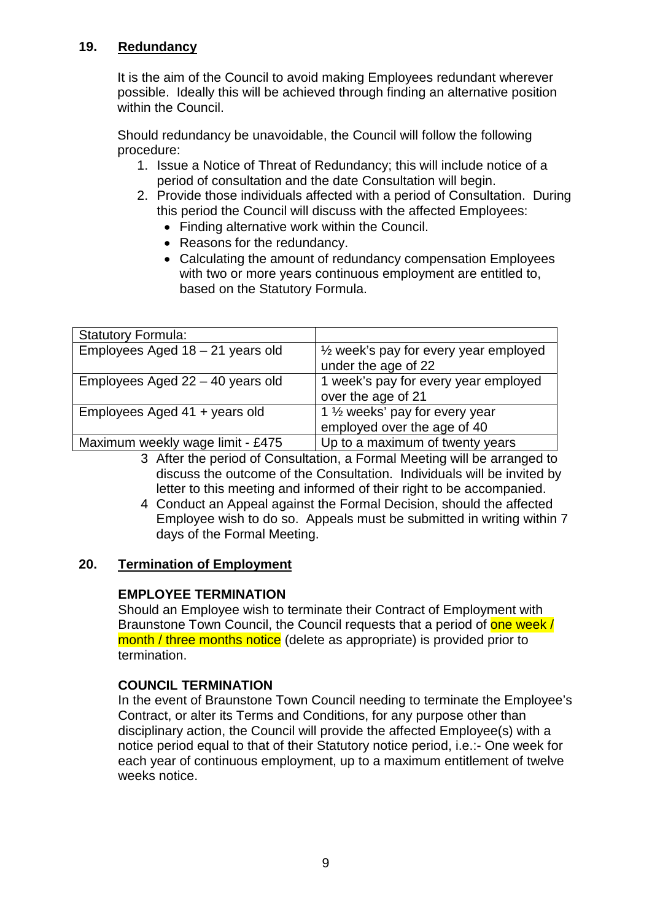## 19. Redundancy

It is the aim of the Council to avoid making Employees redundant wherever possible. Ideally this will be achieved through finding an alternative position within the Council.

Should redundancy be unavoidable, the Council will follow the following procedure:

1. Issue a Notice of Threat of Redundancy; this will include notice of a period of consultation and the date Consultation will begin.
2. Provide those individuals affected with a period of Consultation. During this period the Council will discuss with the affected Employees:
   - Finding alternative work within the Council.
   - Reasons for the redundancy.
   - Calculating the amount of redundancy compensation Employees with two or more years continuous employment are entitled to, based on the Statutory Formula.

| Statutory Formula: | |
|---|---|
| Employees Aged 18 – 21 years old | ½ week's pay for every year employed under the age of 22 |
| Employees Aged 22 – 40 years old | 1 week's pay for every year employed over the age of 21 |
| Employees Aged 41 + years old | 1 ½ weeks' pay for every year employed over the age of 40 |
| Maximum weekly wage limit - £475 | Up to a maximum of twenty years |

3. After the period of Consultation, a Formal Meeting will be arranged to discuss the outcome of the Consultation. Individuals will be invited by letter to this meeting and informed of their right to be accompanied.
4. Conduct an Appeal against the Formal Decision, should the affected Employee wish to do so. Appeals must be submitted in writing within 7 days of the Formal Meeting.

## 20. Termination of Employment

**EMPLOYEE TERMINATION**

Should an Employee wish to terminate their Contract of Employment with Braunstone Town Council, the Council requests that a period of one week / month / three months notice (delete as appropriate) is provided prior to termination.

**COUNCIL TERMINATION**

In the event of Braunstone Town Council needing to terminate the Employee's Contract, or alter its Terms and Conditions, for any purpose other than disciplinary action, the Council will provide the affected Employee(s) with a notice period equal to that of their Statutory notice period, i.e.:- One week for each year of continuous employment, up to a maximum entitlement of twelve weeks notice.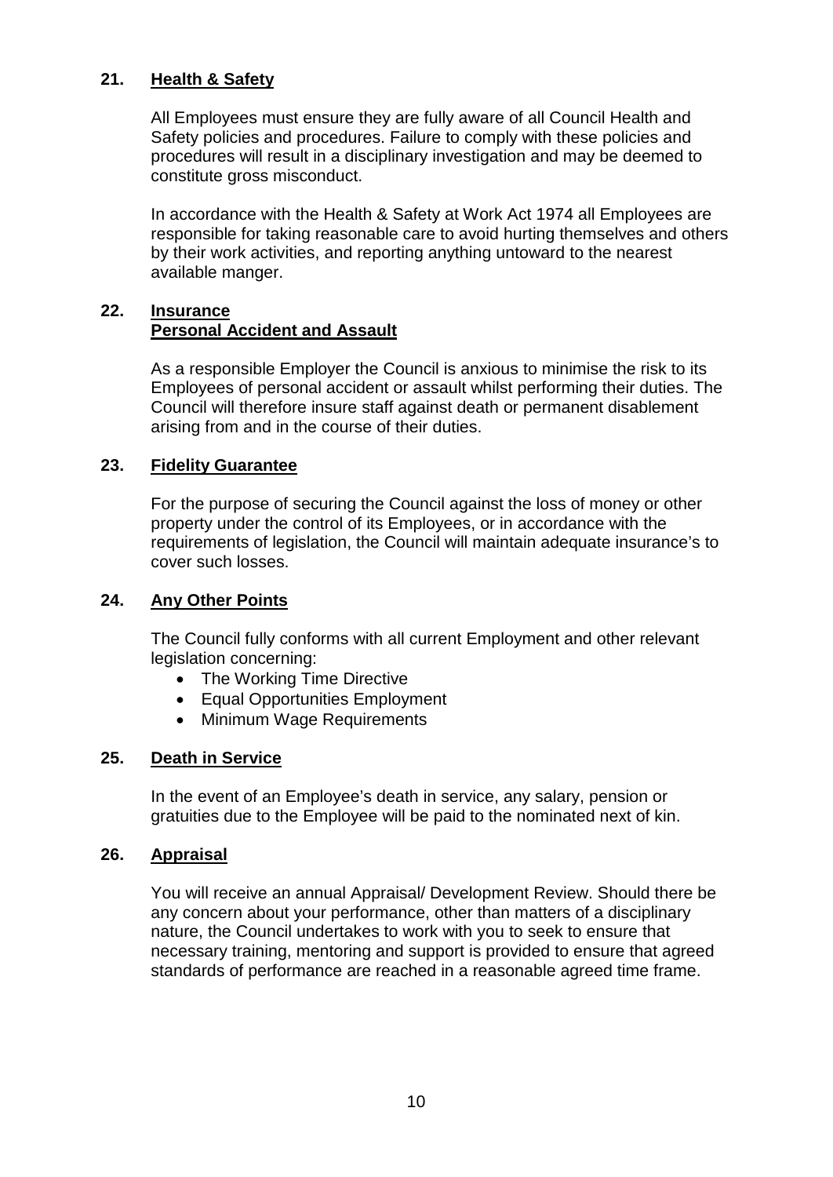## 21. Health & Safety

All Employees must ensure they are fully aware of all Council Health and Safety policies and procedures. Failure to comply with these policies and procedures will result in a disciplinary investigation and may be deemed to constitute gross misconduct.

In accordance with the Health & Safety at Work Act 1974 all Employees are responsible for taking reasonable care to avoid hurting themselves and others by their work activities, and reporting anything untoward to the nearest available manger.

## 22. Insurance

### Personal Accident and Assault

As a responsible Employer the Council is anxious to minimise the risk to its Employees of personal accident or assault whilst performing their duties. The Council will therefore insure staff against death or permanent disablement arising from and in the course of their duties.

## 23. Fidelity Guarantee

For the purpose of securing the Council against the loss of money or other property under the control of its Employees, or in accordance with the requirements of legislation, the Council will maintain adequate insurance's to cover such losses.

## 24. Any Other Points

The Council fully conforms with all current Employment and other relevant legislation concerning:

- The Working Time Directive
- Equal Opportunities Employment
- Minimum Wage Requirements

## 25. Death in Service

In the event of an Employee's death in service, any salary, pension or gratuities due to the Employee will be paid to the nominated next of kin.

## 26. Appraisal

You will receive an annual Appraisal/ Development Review. Should there be any concern about your performance, other than matters of a disciplinary nature, the Council undertakes to work with you to seek to ensure that necessary training, mentoring and support is provided to ensure that agreed standards of performance are reached in a reasonable agreed time frame.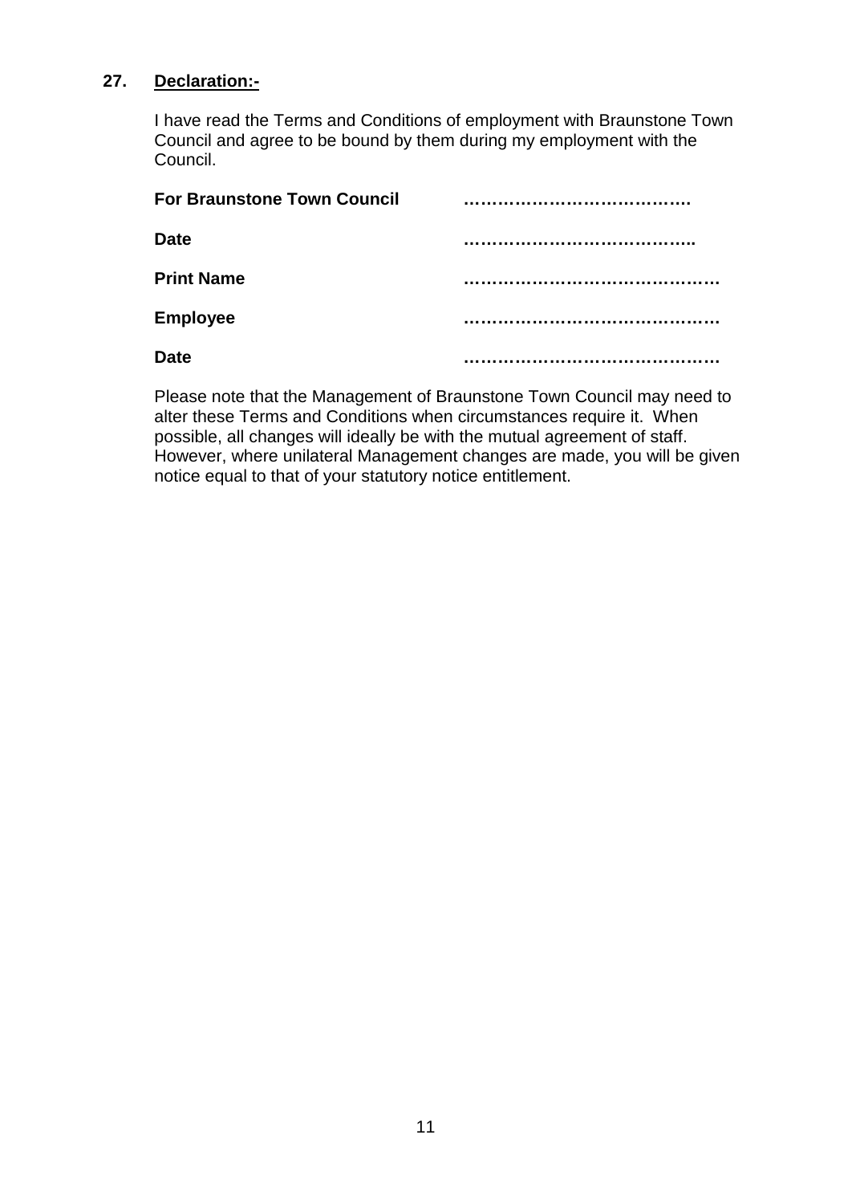## 27. <u>Declaration:-</u>

I have read the Terms and Conditions of employment with Braunstone Town Council and agree to be bound by them during my employment with the Council.

**For Braunstone Town Council** ………………………………….

**Date** …………………………………..

**Print Name** …………………………………….

**Employee** …………………………………….

**Date** …………………………………….

Please note that the Management of Braunstone Town Council may need to alter these Terms and Conditions when circumstances require it. When possible, all changes will ideally be with the mutual agreement of staff. However, where unilateral Management changes are made, you will be given notice equal to that of your statutory notice entitlement.